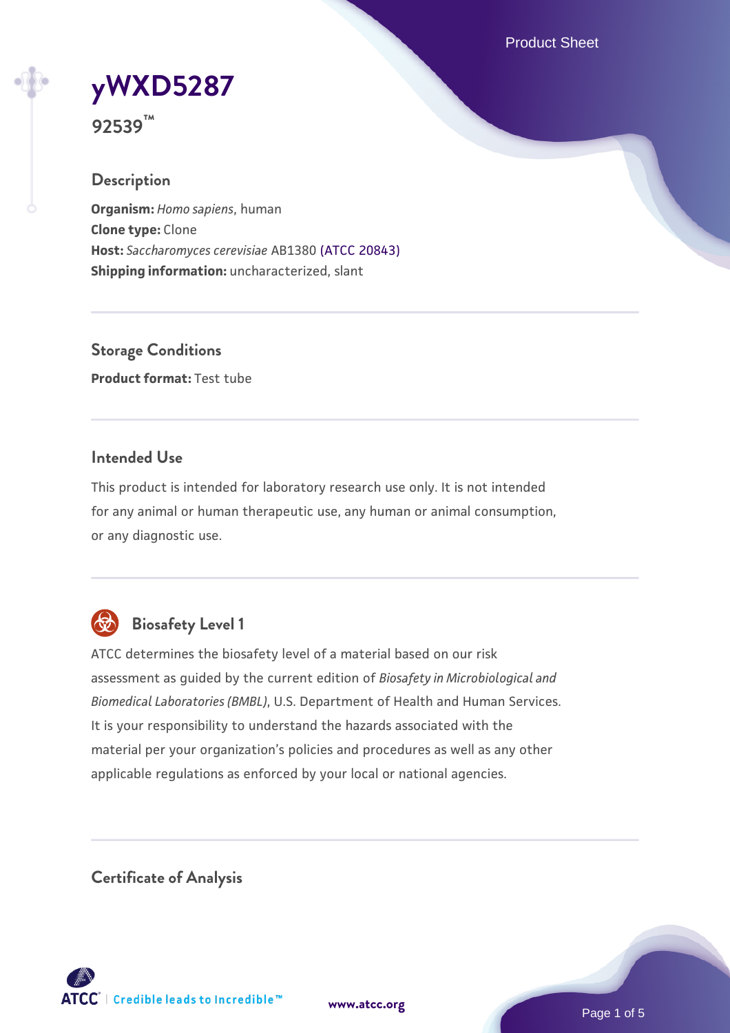# yWXD5287

**92539™**

## Description

**Organism:** *Homo sapiens*, human
**Clone type:** Clone
**Host:** *Saccharomyces cerevisiae* AB1380 (ATCC 20843)
**Shipping information:** uncharacterized, slant

## Storage Conditions

**Product format:** Test tube

## Intended Use

This product is intended for laboratory research use only. It is not intended for any animal or human therapeutic use, any human or animal consumption, or any diagnostic use.

## Biosafety Level 1

ATCC determines the biosafety level of a material based on our risk assessment as guided by the current edition of *Biosafety in Microbiological and Biomedical Laboratories (BMBL)*, U.S. Department of Health and Human Services. It is your responsibility to understand the hazards associated with the material per your organization's policies and procedures as well as any other applicable regulations as enforced by your local or national agencies.

## Certificate of Analysis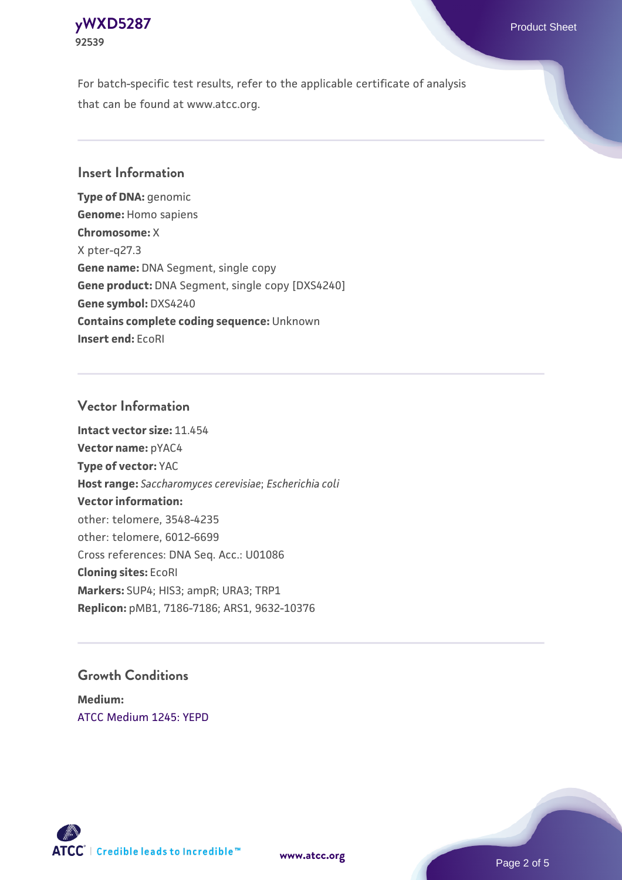For batch-specific test results, refer to the applicable certificate of analysis that can be found at www.atcc.org.

## Insert Information

**Type of DNA:** genomic
**Genome:** Homo sapiens
**Chromosome:** X
X pter-q27.3
**Gene name:** DNA Segment, single copy
**Gene product:** DNA Segment, single copy [DXS4240]
**Gene symbol:** DXS4240
**Contains complete coding sequence:** Unknown
**Insert end:** EcoRI

## Vector Information

**Intact vector size:** 11.454
**Vector name:** pYAC4
**Type of vector:** YAC
**Host range:** *Saccharomyces cerevisiae*; *Escherichia coli*
**Vector information:**
other: telomere, 3548-4235
other: telomere, 6012-6699
Cross references: DNA Seq. Acc.: U01086
**Cloning sites:** EcoRI
**Markers:** SUP4; HIS3; ampR; URA3; TRP1
**Replicon:** pMB1, 7186-7186; ARS1, 9632-10376

## Growth Conditions

**Medium:**
ATCC Medium 1245: YEPD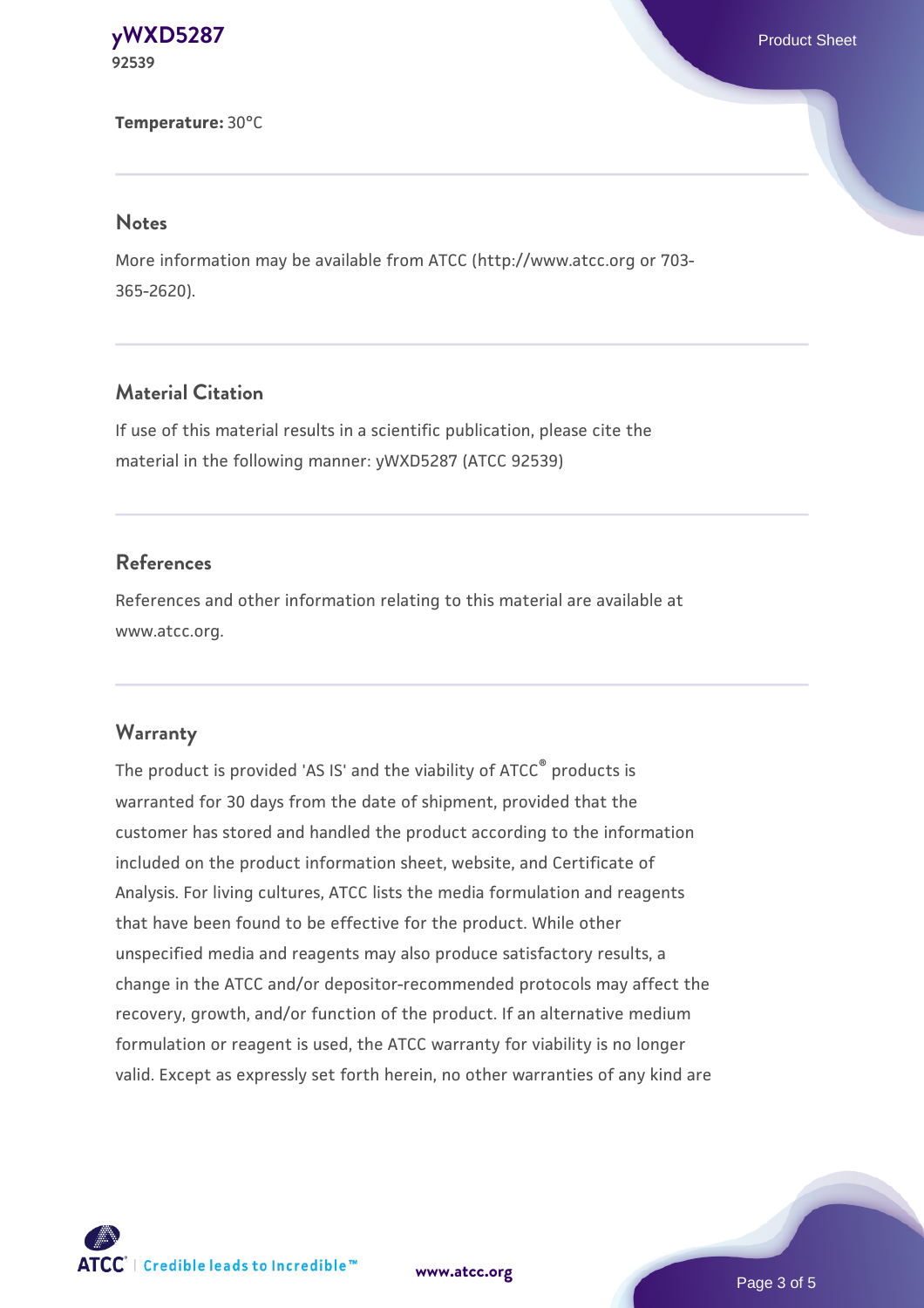**Temperature:** 30°C

## Notes

More information may be available from ATCC (http://www.atcc.org or 703-365-2620).

## Material Citation

If use of this material results in a scientific publication, please cite the material in the following manner: yWXD5287 (ATCC 92539)

## References

References and other information relating to this material are available at www.atcc.org.

## Warranty

The product is provided 'AS IS' and the viability of ATCC® products is warranted for 30 days from the date of shipment, provided that the customer has stored and handled the product according to the information included on the product information sheet, website, and Certificate of Analysis. For living cultures, ATCC lists the media formulation and reagents that have been found to be effective for the product. While other unspecified media and reagents may also produce satisfactory results, a change in the ATCC and/or depositor-recommended protocols may affect the recovery, growth, and/or function of the product. If an alternative medium formulation or reagent is used, the ATCC warranty for viability is no longer valid. Except as expressly set forth herein, no other warranties of any kind are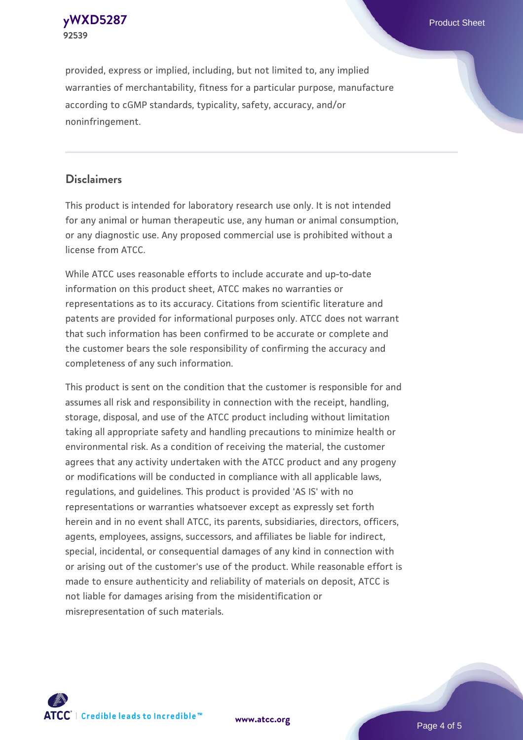provided, express or implied, including, but not limited to, any implied warranties of merchantability, fitness for a particular purpose, manufacture according to cGMP standards, typicality, safety, accuracy, and/or noninfringement.

## Disclaimers

This product is intended for laboratory research use only. It is not intended for any animal or human therapeutic use, any human or animal consumption, or any diagnostic use. Any proposed commercial use is prohibited without a license from ATCC.

While ATCC uses reasonable efforts to include accurate and up-to-date information on this product sheet, ATCC makes no warranties or representations as to its accuracy. Citations from scientific literature and patents are provided for informational purposes only. ATCC does not warrant that such information has been confirmed to be accurate or complete and the customer bears the sole responsibility of confirming the accuracy and completeness of any such information.

This product is sent on the condition that the customer is responsible for and assumes all risk and responsibility in connection with the receipt, handling, storage, disposal, and use of the ATCC product including without limitation taking all appropriate safety and handling precautions to minimize health or environmental risk. As a condition of receiving the material, the customer agrees that any activity undertaken with the ATCC product and any progeny or modifications will be conducted in compliance with all applicable laws, regulations, and guidelines. This product is provided 'AS IS' with no representations or warranties whatsoever except as expressly set forth herein and in no event shall ATCC, its parents, subsidiaries, directors, officers, agents, employees, assigns, successors, and affiliates be liable for indirect, special, incidental, or consequential damages of any kind in connection with or arising out of the customer's use of the product. While reasonable effort is made to ensure authenticity and reliability of materials on deposit, ATCC is not liable for damages arising from the misidentification or misrepresentation of such materials.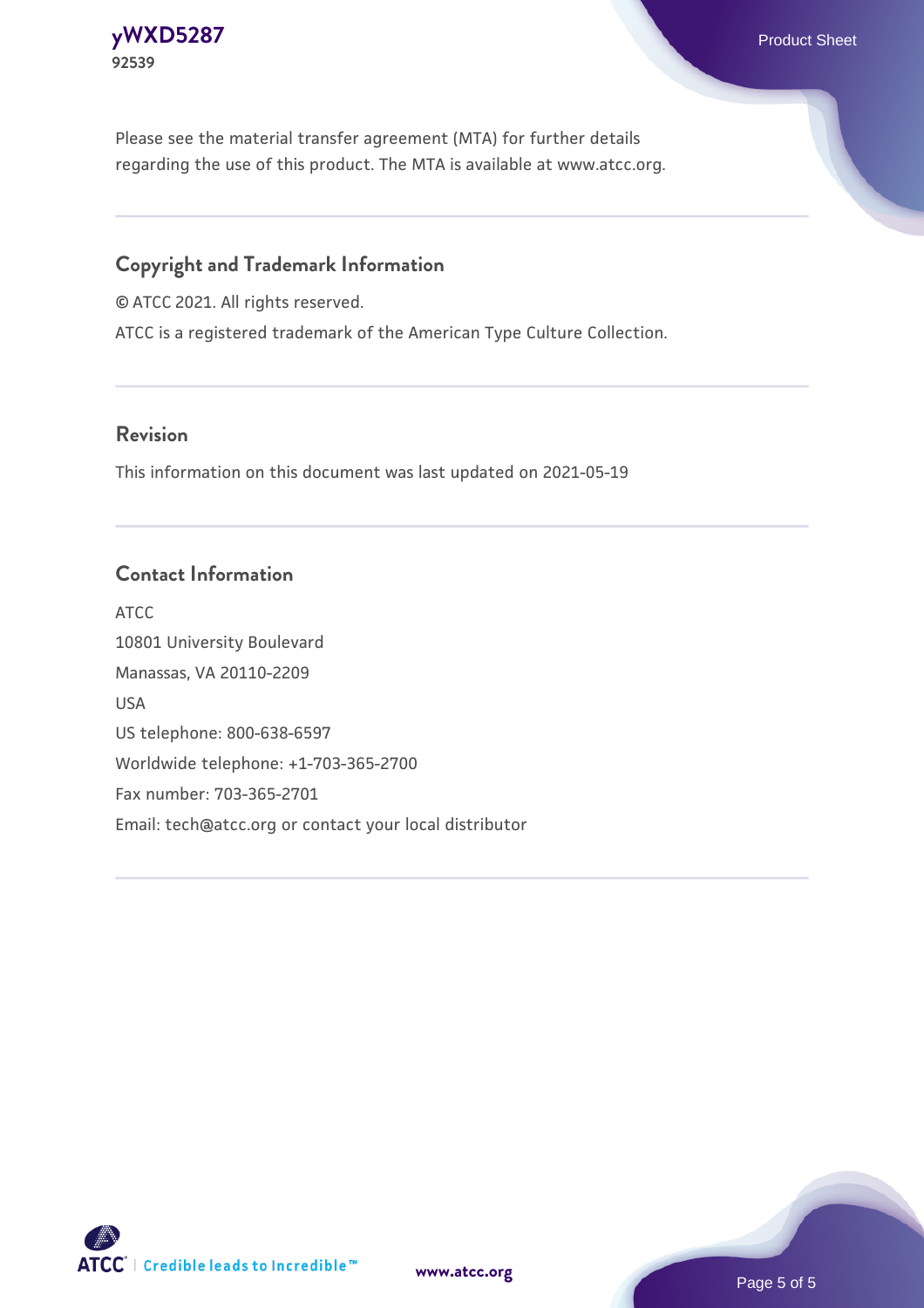Please see the material transfer agreement (MTA) for further details regarding the use of this product. The MTA is available at www.atcc.org.

## Copyright and Trademark Information

© ATCC 2021. All rights reserved.

ATCC is a registered trademark of the American Type Culture Collection.

## Revision

This information on this document was last updated on 2021-05-19

## Contact Information

ATCC
10801 University Boulevard
Manassas, VA 20110-2209
USA
US telephone: 800-638-6597
Worldwide telephone: +1-703-365-2700
Fax number: 703-365-2701
Email: tech@atcc.org or contact your local distributor